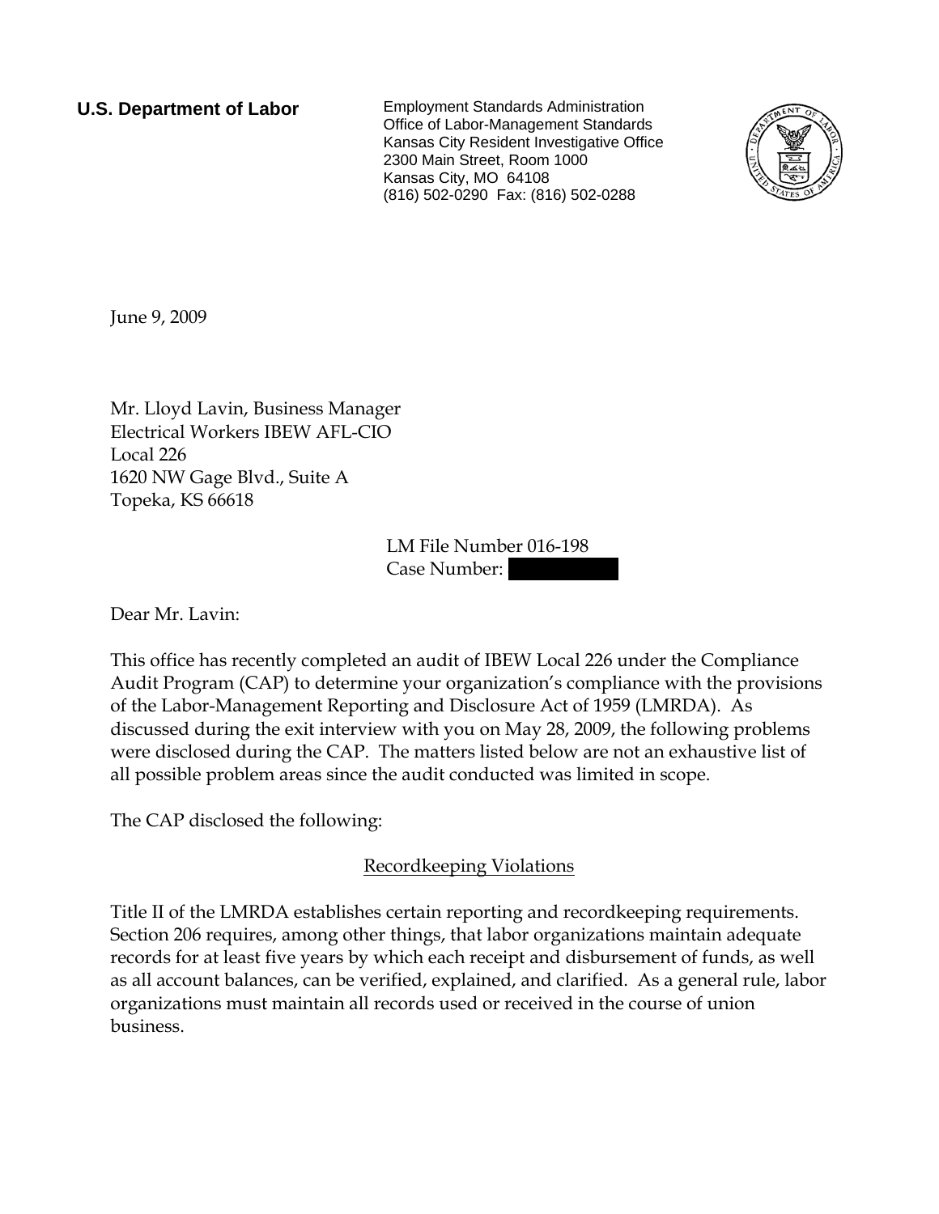**U.S. Department of Labor**

Employment Standards Administration
Office of Labor-Management Standards
Kansas City Resident Investigative Office
2300 Main Street, Room 1000
Kansas City, MO 64108
(816) 502-0290 Fax: (816) 502-0288

June 9, 2009

Mr. Lloyd Lavin, Business Manager
Electrical Workers IBEW AFL-CIO
Local 226
1620 NW Gage Blvd., Suite A
Topeka, KS 66618

LM File Number 016-198
Case Number:

Dear Mr. Lavin:

This office has recently completed an audit of IBEW Local 226 under the Compliance Audit Program (CAP) to determine your organization's compliance with the provisions of the Labor-Management Reporting and Disclosure Act of 1959 (LMRDA). As discussed during the exit interview with you on May 28, 2009, the following problems were disclosed during the CAP. The matters listed below are not an exhaustive list of all possible problem areas since the audit conducted was limited in scope.

The CAP disclosed the following:

## Recordkeeping Violations

Title II of the LMRDA establishes certain reporting and recordkeeping requirements. Section 206 requires, among other things, that labor organizations maintain adequate records for at least five years by which each receipt and disbursement of funds, as well as all account balances, can be verified, explained, and clarified. As a general rule, labor organizations must maintain all records used or received in the course of union business.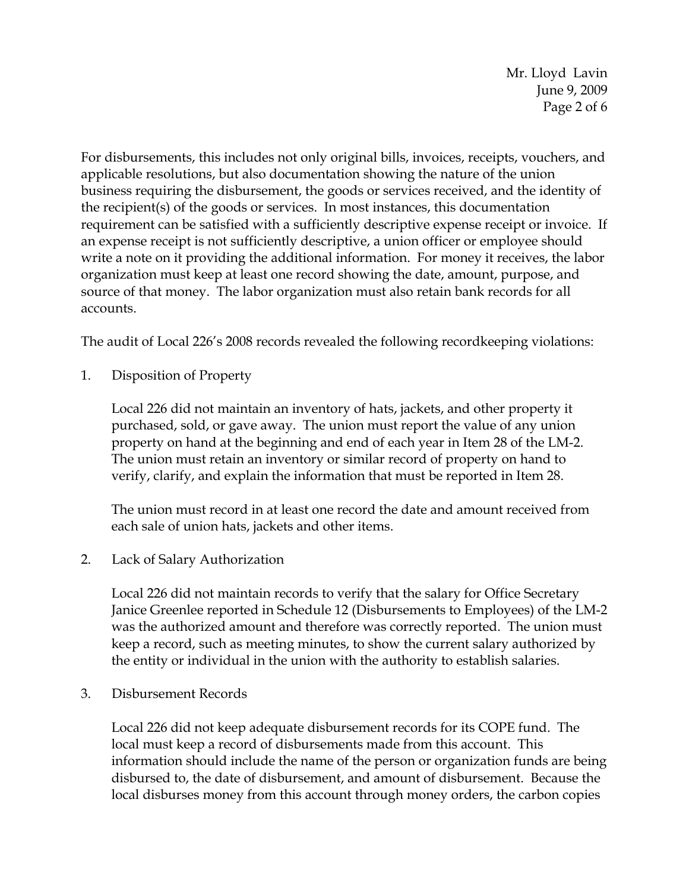For disbursements, this includes not only original bills, invoices, receipts, vouchers, and applicable resolutions, but also documentation showing the nature of the union business requiring the disbursement, the goods or services received, and the identity of the recipient(s) of the goods or services. In most instances, this documentation requirement can be satisfied with a sufficiently descriptive expense receipt or invoice. If an expense receipt is not sufficiently descriptive, a union officer or employee should write a note on it providing the additional information. For money it receives, the labor organization must keep at least one record showing the date, amount, purpose, and source of that money. The labor organization must also retain bank records for all accounts.

The audit of Local 226's 2008 records revealed the following recordkeeping violations:

1. Disposition of Property

   Local 226 did not maintain an inventory of hats, jackets, and other property it purchased, sold, or gave away. The union must report the value of any union property on hand at the beginning and end of each year in Item 28 of the LM-2. The union must retain an inventory or similar record of property on hand to verify, clarify, and explain the information that must be reported in Item 28.

   The union must record in at least one record the date and amount received from each sale of union hats, jackets and other items.

2. Lack of Salary Authorization

   Local 226 did not maintain records to verify that the salary for Office Secretary Janice Greenlee reported in Schedule 12 (Disbursements to Employees) of the LM-2 was the authorized amount and therefore was correctly reported. The union must keep a record, such as meeting minutes, to show the current salary authorized by the entity or individual in the union with the authority to establish salaries.

3. Disbursement Records

   Local 226 did not keep adequate disbursement records for its COPE fund. The local must keep a record of disbursements made from this account. This information should include the name of the person or organization funds are being disbursed to, the date of disbursement, and amount of disbursement. Because the local disburses money from this account through money orders, the carbon copies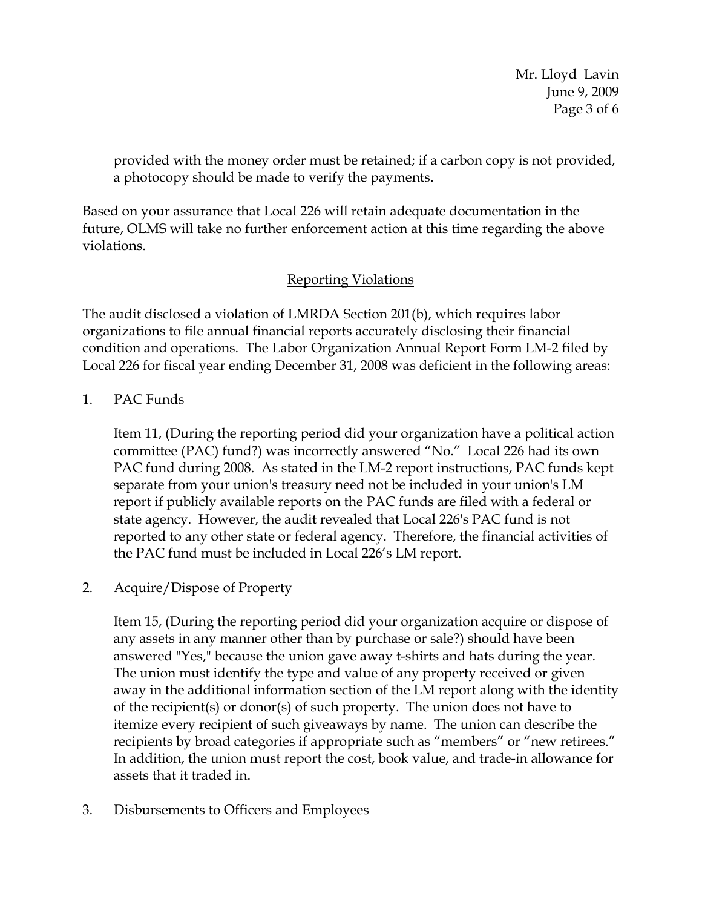provided with the money order must be retained; if a carbon copy is not provided, a photocopy should be made to verify the payments.

Based on your assurance that Local 226 will retain adequate documentation in the future, OLMS will take no further enforcement action at this time regarding the above violations.

## Reporting Violations

The audit disclosed a violation of LMRDA Section 201(b), which requires labor organizations to file annual financial reports accurately disclosing their financial condition and operations. The Labor Organization Annual Report Form LM-2 filed by Local 226 for fiscal year ending December 31, 2008 was deficient in the following areas:

1. PAC Funds

   Item 11, (During the reporting period did your organization have a political action committee (PAC) fund?) was incorrectly answered "No." Local 226 had its own PAC fund during 2008. As stated in the LM-2 report instructions, PAC funds kept separate from your union's treasury need not be included in your union's LM report if publicly available reports on the PAC funds are filed with a federal or state agency. However, the audit revealed that Local 226's PAC fund is not reported to any other state or federal agency. Therefore, the financial activities of the PAC fund must be included in Local 226's LM report.

2. Acquire/Dispose of Property

   Item 15, (During the reporting period did your organization acquire or dispose of any assets in any manner other than by purchase or sale?) should have been answered "Yes," because the union gave away t-shirts and hats during the year. The union must identify the type and value of any property received or given away in the additional information section of the LM report along with the identity of the recipient(s) or donor(s) of such property. The union does not have to itemize every recipient of such giveaways by name. The union can describe the recipients by broad categories if appropriate such as "members" or "new retirees." In addition, the union must report the cost, book value, and trade-in allowance for assets that it traded in.

3. Disbursements to Officers and Employees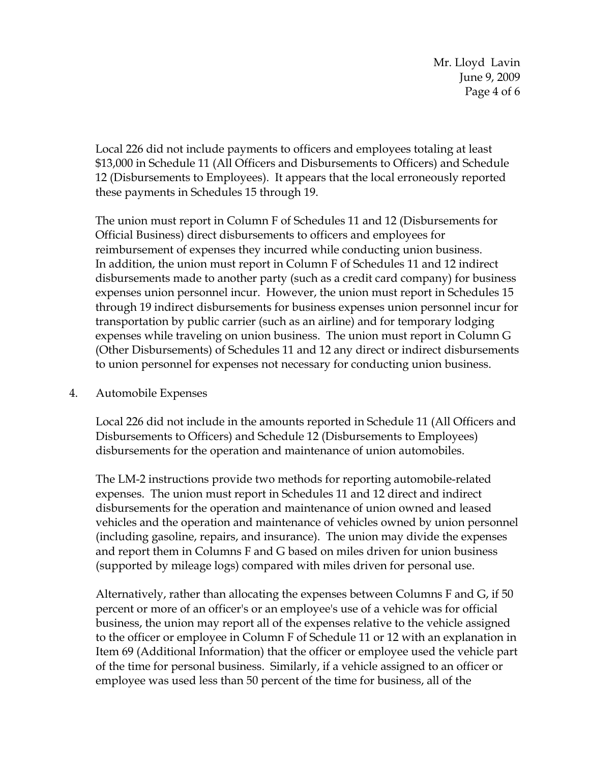Local 226 did not include payments to officers and employees totaling at least $13,000 in Schedule 11 (All Officers and Disbursements to Officers) and Schedule 12 (Disbursements to Employees). It appears that the local erroneously reported these payments in Schedules 15 through 19.

The union must report in Column F of Schedules 11 and 12 (Disbursements for Official Business) direct disbursements to officers and employees for reimbursement of expenses they incurred while conducting union business. In addition, the union must report in Column F of Schedules 11 and 12 indirect disbursements made to another party (such as a credit card company) for business expenses union personnel incur. However, the union must report in Schedules 15 through 19 indirect disbursements for business expenses union personnel incur for transportation by public carrier (such as an airline) and for temporary lodging expenses while traveling on union business. The union must report in Column G (Other Disbursements) of Schedules 11 and 12 any direct or indirect disbursements to union personnel for expenses not necessary for conducting union business.

4. Automobile Expenses

Local 226 did not include in the amounts reported in Schedule 11 (All Officers and Disbursements to Officers) and Schedule 12 (Disbursements to Employees) disbursements for the operation and maintenance of union automobiles.

The LM-2 instructions provide two methods for reporting automobile-related expenses. The union must report in Schedules 11 and 12 direct and indirect disbursements for the operation and maintenance of union owned and leased vehicles and the operation and maintenance of vehicles owned by union personnel (including gasoline, repairs, and insurance). The union may divide the expenses and report them in Columns F and G based on miles driven for union business (supported by mileage logs) compared with miles driven for personal use.

Alternatively, rather than allocating the expenses between Columns F and G, if 50 percent or more of an officer's or an employee's use of a vehicle was for official business, the union may report all of the expenses relative to the vehicle assigned to the officer or employee in Column F of Schedule 11 or 12 with an explanation in Item 69 (Additional Information) that the officer or employee used the vehicle part of the time for personal business. Similarly, if a vehicle assigned to an officer or employee was used less than 50 percent of the time for business, all of the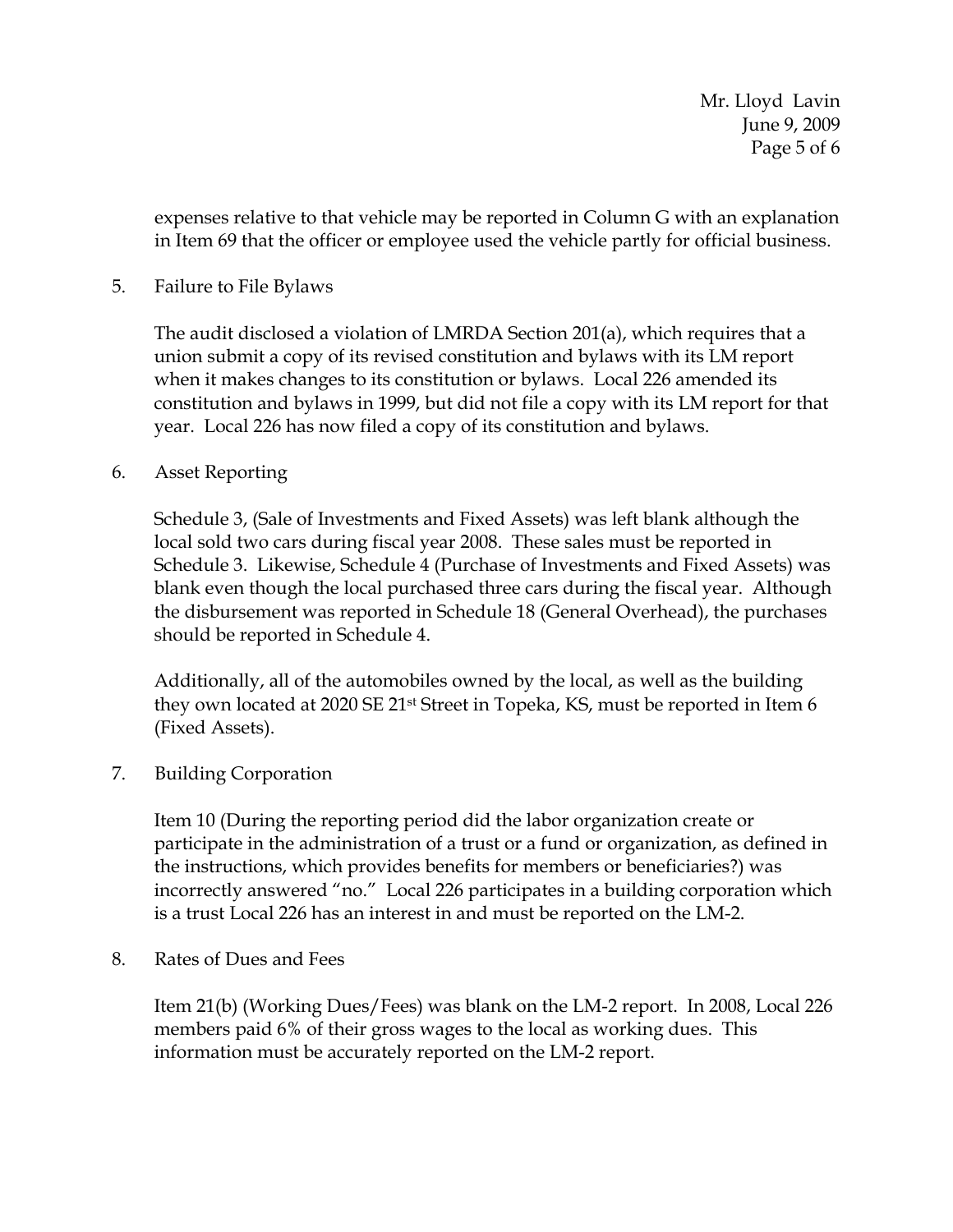expenses relative to that vehicle may be reported in Column G with an explanation in Item 69 that the officer or employee used the vehicle partly for official business.

5. Failure to File Bylaws

   The audit disclosed a violation of LMRDA Section 201(a), which requires that a union submit a copy of its revised constitution and bylaws with its LM report when it makes changes to its constitution or bylaws. Local 226 amended its constitution and bylaws in 1999, but did not file a copy with its LM report for that year. Local 226 has now filed a copy of its constitution and bylaws.

6. Asset Reporting

   Schedule 3, (Sale of Investments and Fixed Assets) was left blank although the local sold two cars during fiscal year 2008. These sales must be reported in Schedule 3. Likewise, Schedule 4 (Purchase of Investments and Fixed Assets) was blank even though the local purchased three cars during the fiscal year. Although the disbursement was reported in Schedule 18 (General Overhead), the purchases should be reported in Schedule 4.

   Additionally, all of the automobiles owned by the local, as well as the building they own located at 2020 SE 21st Street in Topeka, KS, must be reported in Item 6 (Fixed Assets).

7. Building Corporation

   Item 10 (During the reporting period did the labor organization create or participate in the administration of a trust or a fund or organization, as defined in the instructions, which provides benefits for members or beneficiaries?) was incorrectly answered "no." Local 226 participates in a building corporation which is a trust Local 226 has an interest in and must be reported on the LM-2.

8. Rates of Dues and Fees

   Item 21(b) (Working Dues/Fees) was blank on the LM-2 report. In 2008, Local 226 members paid 6% of their gross wages to the local as working dues. This information must be accurately reported on the LM-2 report.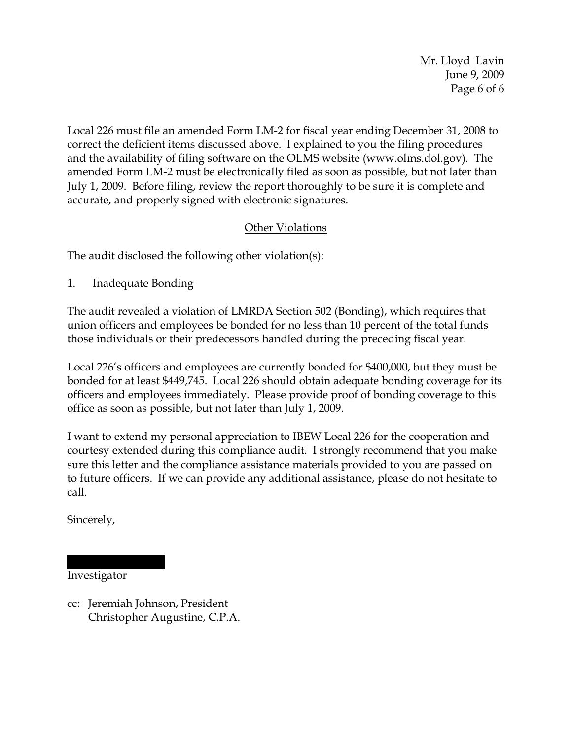Local 226 must file an amended Form LM-2 for fiscal year ending December 31, 2008 to correct the deficient items discussed above. I explained to you the filing procedures and the availability of filing software on the OLMS website (www.olms.dol.gov). The amended Form LM-2 must be electronically filed as soon as possible, but not later than July 1, 2009. Before filing, review the report thoroughly to be sure it is complete and accurate, and properly signed with electronic signatures.

<u>Other Violations</u>

The audit disclosed the following other violation(s):

1. Inadequate Bonding

The audit revealed a violation of LMRDA Section 502 (Bonding), which requires that union officers and employees be bonded for no less than 10 percent of the total funds those individuals or their predecessors handled during the preceding fiscal year.

Local 226's officers and employees are currently bonded for $400,000, but they must be bonded for at least $449,745. Local 226 should obtain adequate bonding coverage for its officers and employees immediately. Please provide proof of bonding coverage to this office as soon as possible, but not later than July 1, 2009.

I want to extend my personal appreciation to IBEW Local 226 for the cooperation and courtesy extended during this compliance audit. I strongly recommend that you make sure this letter and the compliance assistance materials provided to you are passed on to future officers. If we can provide any additional assistance, please do not hesitate to call.

Sincerely,

Investigator

cc: Jeremiah Johnson, President
Christopher Augustine, C.P.A.